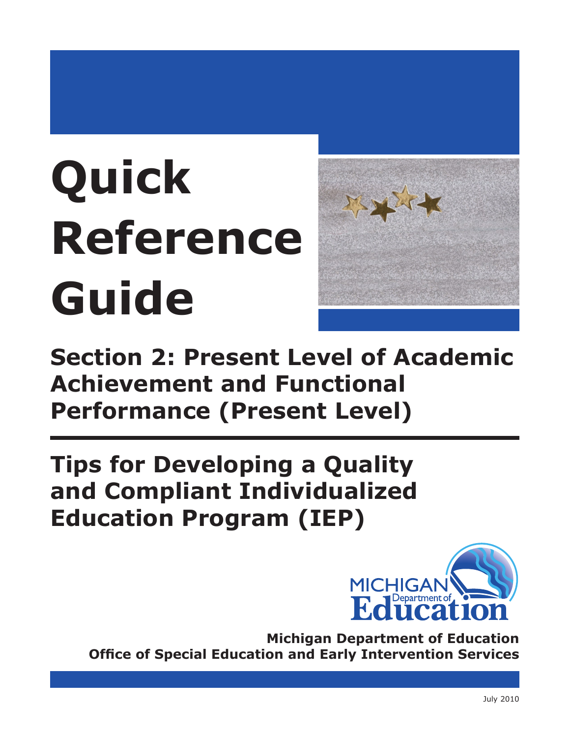# Quick Reference Guide

## Section 2: Present Level of Academic Achievement and Functional Performance (Present Level)

## Tips for Developing a Quality and Compliant Individualized Education Program (IEP)

**Michigan Department of Education**
**Office of Special Education and Early Intervention Services**

July 2010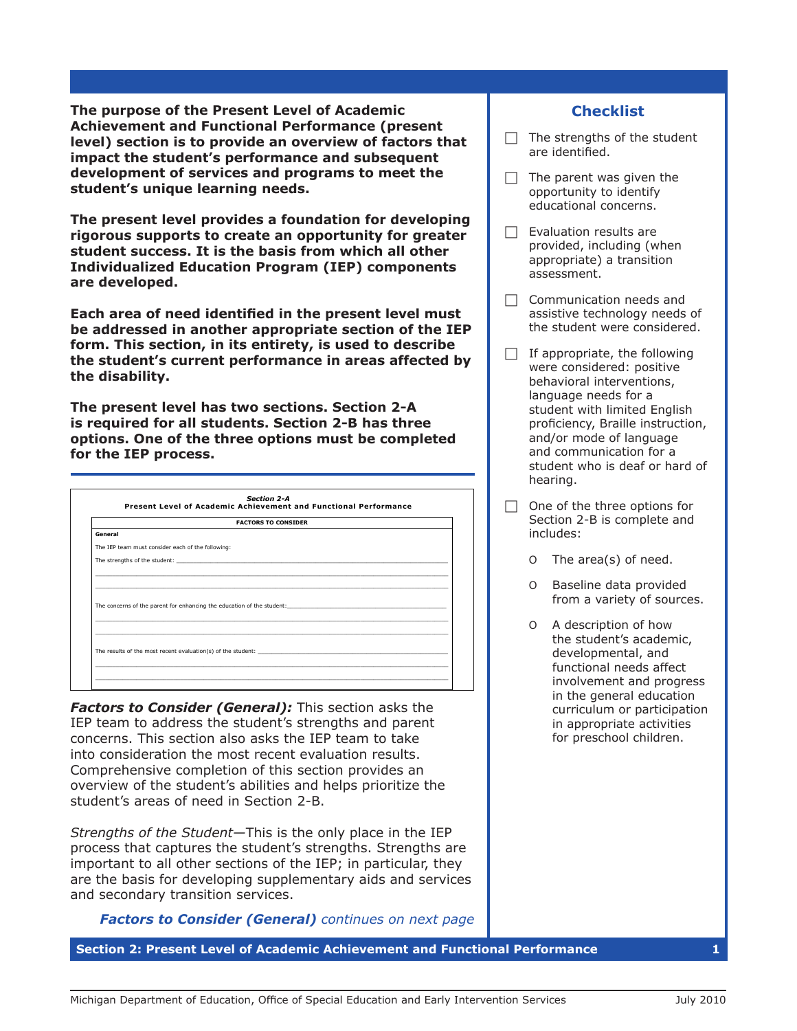**The purpose of the Present Level of Academic Achievement and Functional Performance (present level) section is to provide an overview of factors that impact the student's performance and subsequent development of services and programs to meet the student's unique learning needs.**

**The present level provides a foundation for developing rigorous supports to create an opportunity for greater student success. It is the basis from which all other Individualized Education Program (IEP) components are developed.**

**Each area of need identified in the present level must be addressed in another appropriate section of the IEP form. This section, in its entirety, is used to describe the student's current performance in areas affected by the disability.**

**The present level has two sections. Section 2-A is required for all students. Section 2-B has three options. One of the three options must be completed for the IEP process.**

---

***Section 2-A***
**Present Level of Academic Achievement and Functional Performance**

| FACTORS TO CONSIDER |
|---|
| **General** |
| The IEP team must consider each of the following: |
| The strengths of the student: ______ |
| The concerns of the parent for enhancing the education of the student: ______ |
| The results of the most recent evaluation(s) of the student: ______ |

***Factors to Consider (General):*** This section asks the IEP team to address the student's strengths and parent concerns. This section also asks the IEP team to take into consideration the most recent evaluation results. Comprehensive completion of this section provides an overview of the student's abilities and helps prioritize the student's areas of need in Section 2-B.

*Strengths of the Student*—This is the only place in the IEP process that captures the student's strengths. Strengths are important to all other sections of the IEP; in particular, they are the basis for developing supplementary aids and services and secondary transition services.

***Factors to Consider (General)*** *continues on next page*

## Checklist

- ☐ The strengths of the student are identified.
- ☐ The parent was given the opportunity to identify educational concerns.
- ☐ Evaluation results are provided, including (when appropriate) a transition assessment.
- ☐ Communication needs and assistive technology needs of the student were considered.
- ☐ If appropriate, the following were considered: positive behavioral interventions, language needs for a student with limited English proficiency, Braille instruction, and/or mode of language and communication for a student who is deaf or hard of hearing.
- ☐ One of the three options for Section 2-B is complete and includes:
  - The area(s) of need.
  - Baseline data provided from a variety of sources.
  - A description of how the student's academic, developmental, and functional needs affect involvement and progress in the general education curriculum or participation in appropriate activities for preschool children.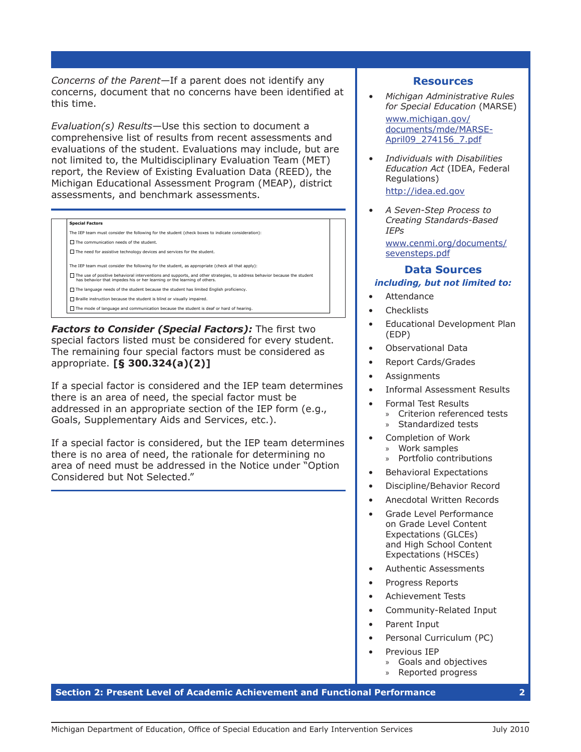*Concerns of the Parent*—If a parent does not identify any concerns, document that no concerns have been identified at this time.

*Evaluation(s) Results*—Use this section to document a comprehensive list of results from recent assessments and evaluations of the student. Evaluations may include, but are not limited to, the Multidisciplinary Evaluation Team (MET) report, the Review of Existing Evaluation Data (REED), the Michigan Educational Assessment Program (MEAP), district assessments, and benchmark assessments.

**Special Factors**

The IEP team must consider the following for the student (check boxes to indicate consideration):

- ☐ The communication needs of the student.
- ☐ The need for assistive technology devices and services for the student.

The IEP team must consider the following for the student, as appropriate (check all that apply):

- ☐ The use of positive behavioral interventions and supports, and other strategies, to address behavior because the student has behavior that impedes his or her learning or the learning of others.
- ☐ The language needs of the student because the student has limited English proficiency.
- ☐ Braille instruction because the student is blind or visually impaired.
- ☐ The mode of language and communication because the student is deaf or hard of hearing.

***Factors to Consider (Special Factors):*** The first two special factors listed must be considered for every student. The remaining four special factors must be considered as appropriate. **[§ 300.324(a)(2)]**

If a special factor is considered and the IEP team determines there is an area of need, the special factor must be addressed in an appropriate section of the IEP form (e.g., Goals, Supplementary Aids and Services, etc.).

If a special factor is considered, but the IEP team determines there is no area of need, the rationale for determining no area of need must be addressed in the Notice under "Option Considered but Not Selected."

## Resources

- *Michigan Administrative Rules for Special Education* (MARSE)
  www.michigan.gov/documents/mde/MARSE-April09_274156_7.pdf
- *Individuals with Disabilities Education Act* (IDEA, Federal Regulations)
  http://idea.ed.gov
- *A Seven-Step Process to Creating Standards-Based IEPs*
  www.cenmi.org/documents/sevensteps.pdf

## Data Sources

***including, but not limited to:***

- Attendance
- Checklists
- Educational Development Plan (EDP)
- Observational Data
- Report Cards/Grades
- Assignments
- Informal Assessment Results
- Formal Test Results
  - Criterion referenced tests
  - Standardized tests
- Completion of Work
  - Work samples
  - Portfolio contributions
- Behavioral Expectations
- Discipline/Behavior Record
- Anecdotal Written Records
- Grade Level Performance on Grade Level Content Expectations (GLCEs) and High School Content Expectations (HSCEs)
- Authentic Assessments
- Progress Reports
- Achievement Tests
- Community-Related Input
- Parent Input
- Personal Curriculum (PC)
- Previous IEP
  - Goals and objectives
  - Reported progress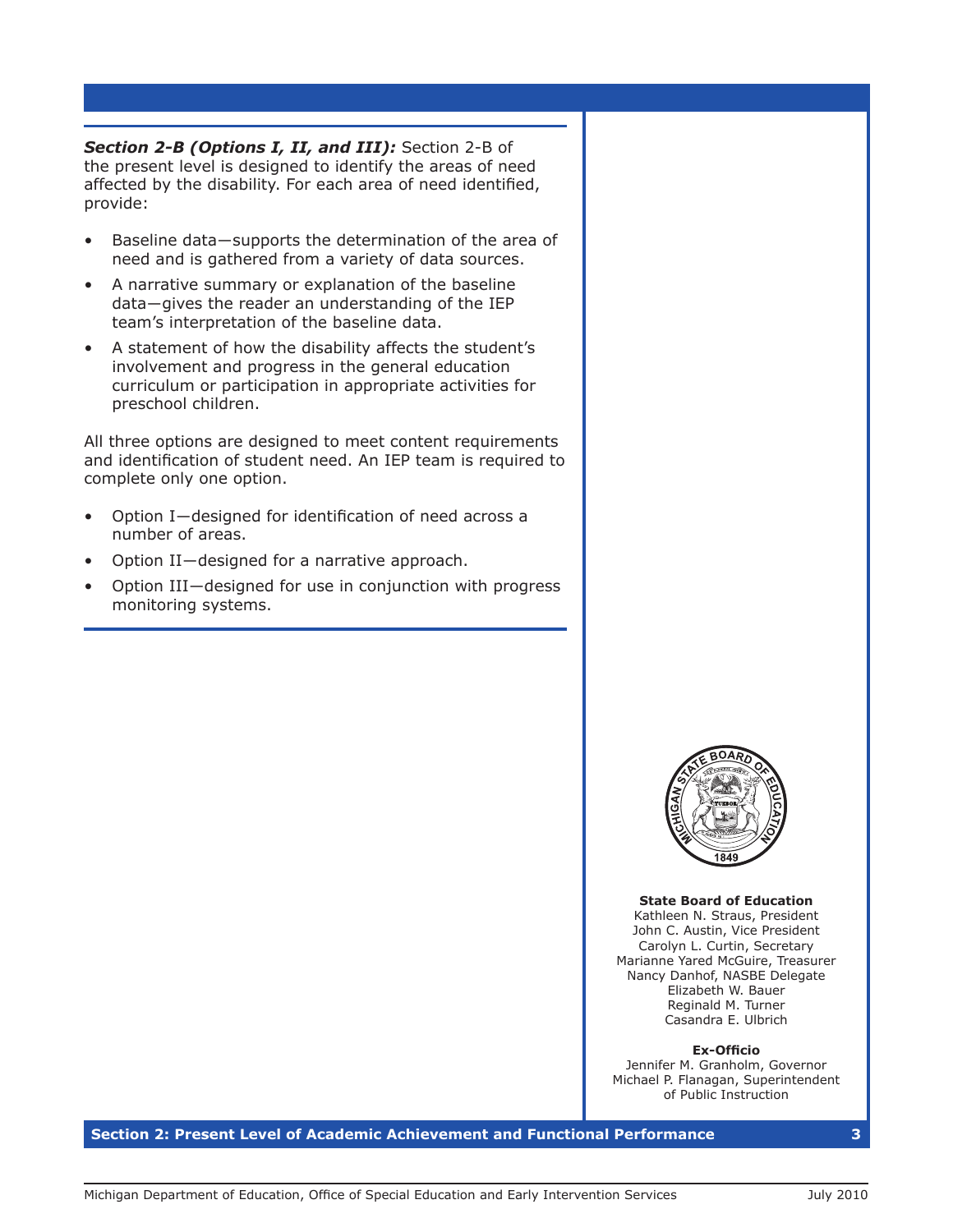***Section 2-B (Options I, II, and III):*** Section 2-B of the present level is designed to identify the areas of need affected by the disability. For each area of need identified, provide:

- Baseline data—supports the determination of the area of need and is gathered from a variety of data sources.
- A narrative summary or explanation of the baseline data—gives the reader an understanding of the IEP team's interpretation of the baseline data.
- A statement of how the disability affects the student's involvement and progress in the general education curriculum or participation in appropriate activities for preschool children.

All three options are designed to meet content requirements and identification of student need. An IEP team is required to complete only one option.

- Option I—designed for identification of need across a number of areas.
- Option II—designed for a narrative approach.
- Option III—designed for use in conjunction with progress monitoring systems.

**State Board of Education**
Kathleen N. Straus, President
John C. Austin, Vice President
Carolyn L. Curtin, Secretary
Marianne Yared McGuire, Treasurer
Nancy Danhof, NASBE Delegate
Elizabeth W. Bauer
Reginald M. Turner
Casandra E. Ulbrich

**Ex-Officio**
Jennifer M. Granholm, Governor
Michael P. Flanagan, Superintendent of Public Instruction